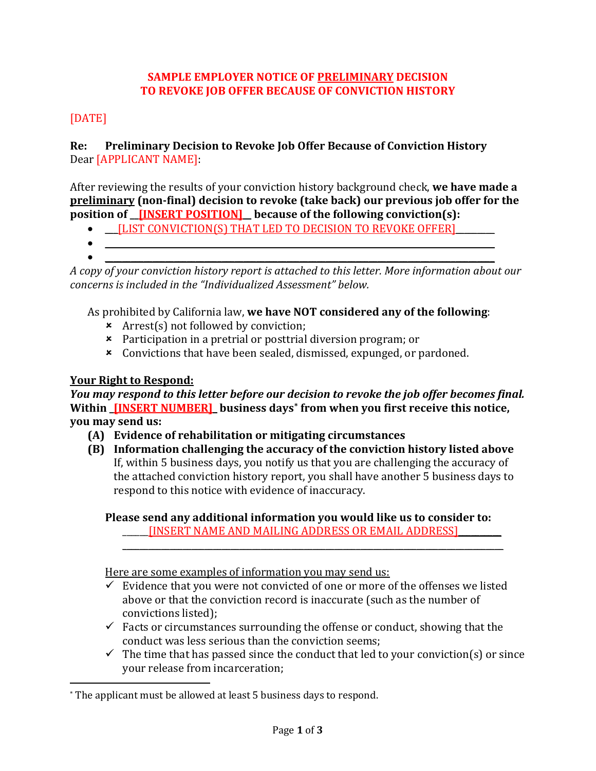# SAMPLE EMPLOYER NOTICE OF PRELIMINARY DECISION TO REVOKE JOB OFFER BECAUSE OF CONVICTION HISTORY

[DATE]

**Re: Preliminary Decision to Revoke Job Offer Because of Conviction History**

Dear [APPLICANT NAME]:

After reviewing the results of your conviction history background check, **we have made a preliminary (non-final) decision to revoke (take back) our previous job offer for the position of __[INSERT POSITION]__ because of the following conviction(s):**

- ___[LIST CONVICTION(S) THAT LED TO DECISION TO REVOKE OFFER]_________
- ____________________________________________________________
- ____________________________________________________________

*A copy of your conviction history report is attached to this letter. More information about our concerns is included in the "Individualized Assessment" below.*

As prohibited by California law, **we have NOT considered any of the following**:

- ✗ Arrest(s) not followed by conviction;
- ✗ Participation in a pretrial or posttrial diversion program; or
- ✗ Convictions that have been sealed, dismissed, expunged, or pardoned.

## Your Right to Respond:

***You may respond to this letter before our decision to revoke the job offer becomes final.***
**Within _[INSERT NUMBER]_ business days[*] from when you first receive this notice, you may send us:**

**(A) Evidence of rehabilitation or mitigating circumstances**

**(B) Information challenging the accuracy of the conviction history listed above**
If, within 5 business days, you notify us that you are challenging the accuracy of the attached conviction history report, you shall have another 5 business days to respond to this notice with evidence of inaccuracy.

**Please send any additional information you would like us to consider to:**
_____[INSERT NAME AND MAILING ADDRESS OR EMAIL ADDRESS]_________
____________________________________________________________

Here are some examples of information you may send us:

- ✓ Evidence that you were not convicted of one or more of the offenses we listed above or that the conviction record is inaccurate (such as the number of convictions listed);
- ✓ Facts or circumstances surrounding the offense or conduct, showing that the conduct was less serious than the conviction seems;
- ✓ The time that has passed since the conduct that led to your conviction(s) or since your release from incarceration;

---

[*] The applicant must be allowed at least 5 business days to respond.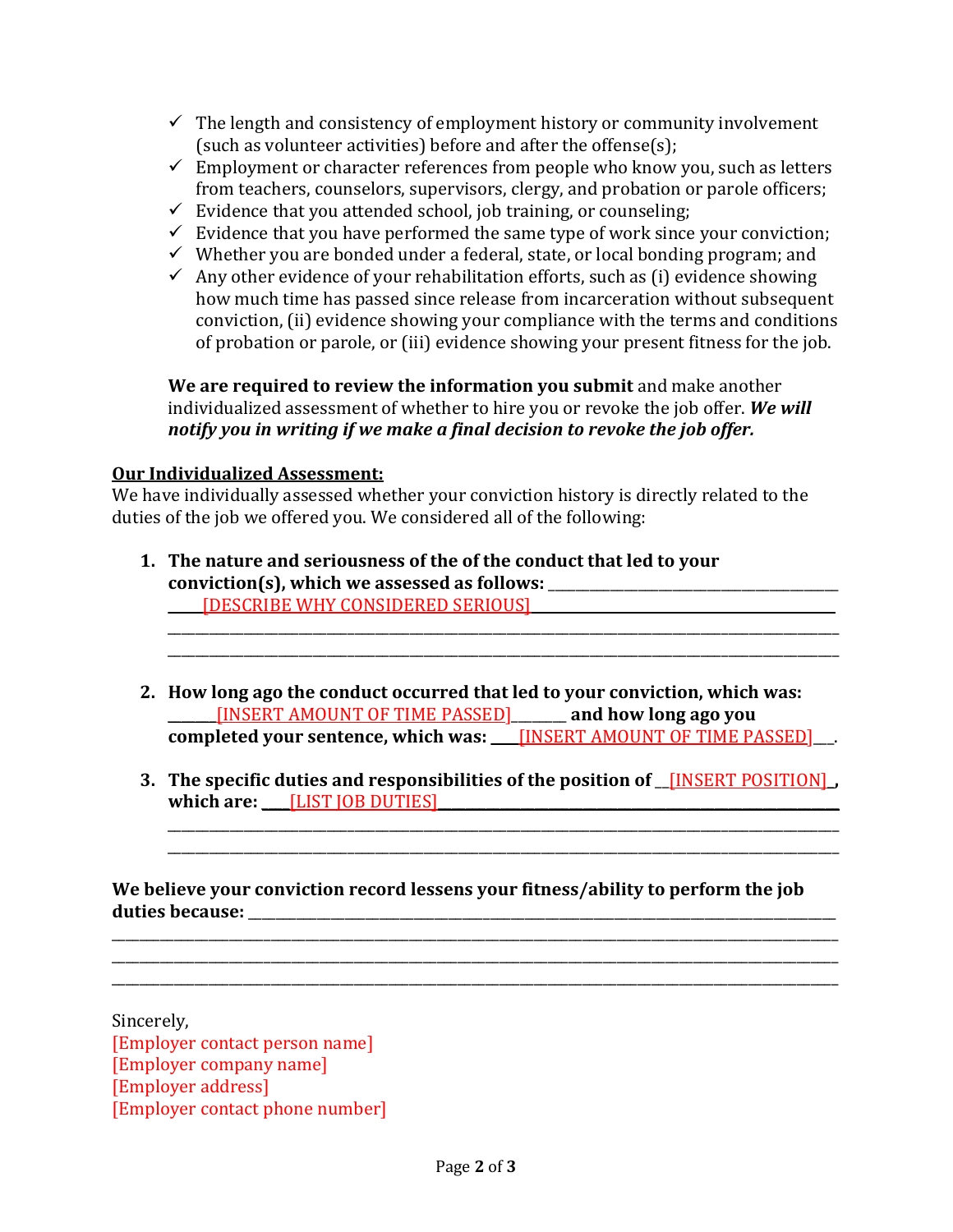- ✓ The length and consistency of employment history or community involvement (such as volunteer activities) before and after the offense(s);
- ✓ Employment or character references from people who know you, such as letters from teachers, counselors, supervisors, clergy, and probation or parole officers;
- ✓ Evidence that you attended school, job training, or counseling;
- ✓ Evidence that you have performed the same type of work since your conviction;
- ✓ Whether you are bonded under a federal, state, or local bonding program; and
- ✓ Any other evidence of your rehabilitation efforts, such as (i) evidence showing how much time has passed since release from incarceration without subsequent conviction, (ii) evidence showing your compliance with the terms and conditions of probation or parole, or (iii) evidence showing your present fitness for the job.

**We are required to review the information you submit** and make another individualized assessment of whether to hire you or revoke the job offer. ***We will notify you in writing if we make a final decision to revoke the job offer.***

**<u>Our Individualized Assessment:</u>**

We have individually assessed whether your conviction history is directly related to the duties of the job we offered you. We considered all of the following:

1. **The nature and seriousness of the of the conduct that led to your conviction(s), which we assessed as follows:** ______________________________________ _____[DESCRIBE WHY CONSIDERED SERIOUS]____________________________________
_____________________________________________________________________________
_____________________________________________________________________________

2. **How long ago the conduct occurred that led to your conviction, which was:** ______[INSERT AMOUNT OF TIME PASSED]_______ **and how long ago you completed your sentence, which was:** ____[INSERT AMOUNT OF TIME PASSED]___.

3. **The specific duties and responsibilities of the position of** __[INSERT POSITION]_**, which are:** ____[LIST JOB DUTIES]_____________________________________________
_____________________________________________________________________________
_____________________________________________________________________________

**We believe your conviction record lessens your fitness/ability to perform the job duties because:** ___________________________________________________________________
_____________________________________________________________________________
_____________________________________________________________________________
_____________________________________________________________________________

Sincerely,
[Employer contact person name]
[Employer company name]
[Employer address]
[Employer contact phone number]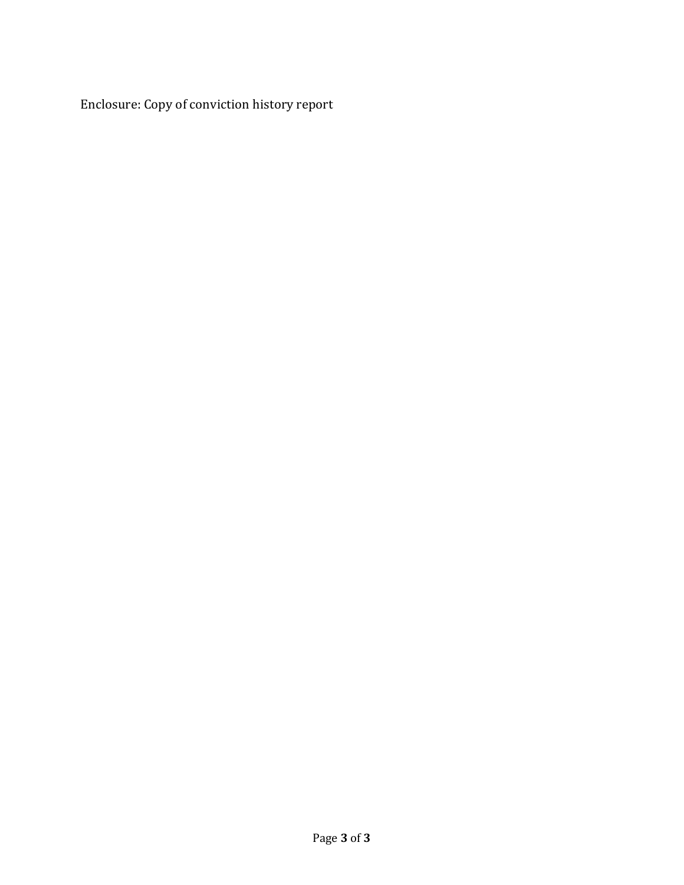Enclosure: Copy of conviction history report